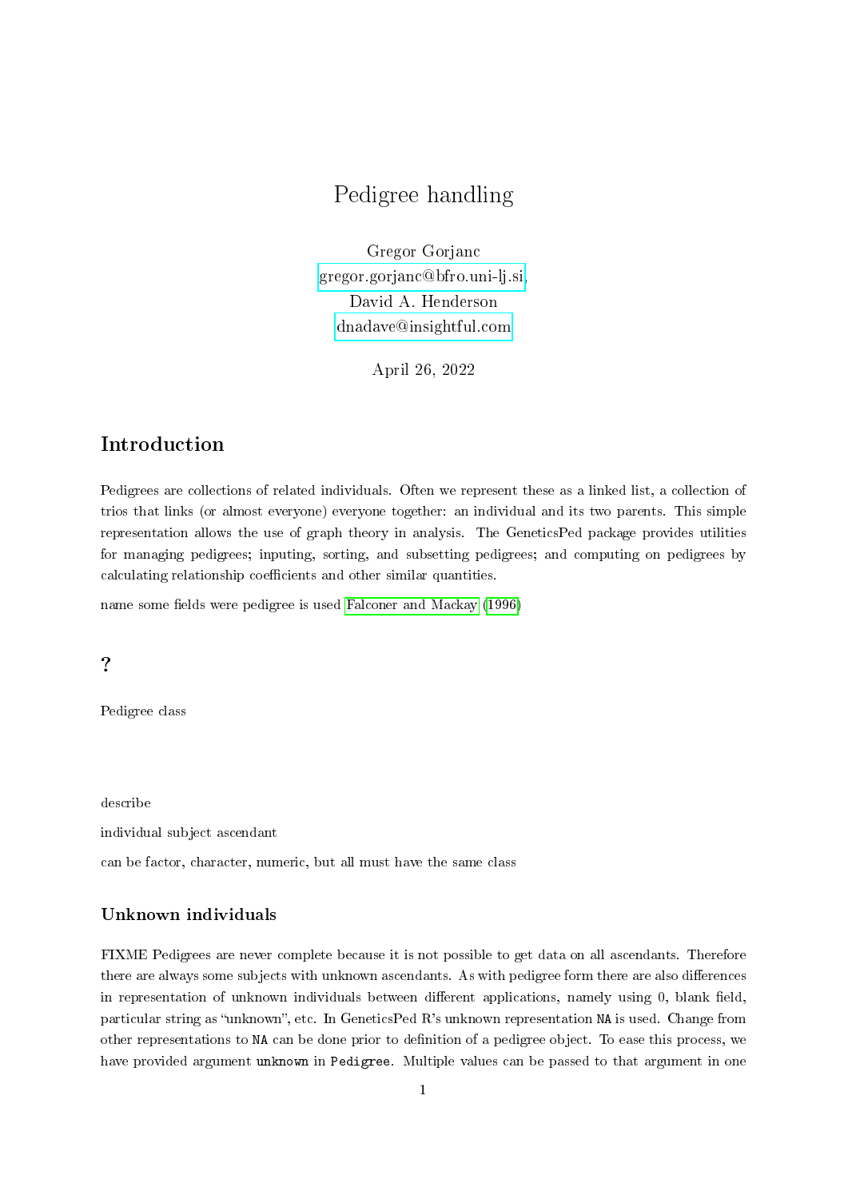# Pedigree handling

Gregor Gorjanc
gregor.gorjanc@bfro.uni-lj.si,
David A. Henderson
dnadave@insightful.com

April 26, 2022

## Introduction

Pedigrees are collections of related individuals. Often we represent these as a linked list, a collection of trios that links (or almost everyone) everyone together: an individual and its two parents. This simple representation allows the use of graph theory in analysis. The GeneticsPed package provides utilities for managing pedigrees; inputing, sorting, and subsetting pedigrees; and computing on pedigrees by calculating relationship coefficients and other similar quantities.

name some fields were pedigree is used Falconer and Mackay (1996)

## ?

Pedigree class

describe

individual subject ascendant

can be factor, character, numeric, but all must have the same class

### Unknown individuals

FIXME Pedigrees are never complete because it is not possible to get data on all ascendants. Therefore there are always some subjects with unknown ascendants. As with pedigree form there are also differences in representation of unknown individuals between different applications, namely using 0, blank field, particular string as "unknown", etc. In GeneticsPed R's unknown representation `NA` is used. Change from other representations to `NA` can be done prior to definition of a pedigree object. To ease this process, we have provided argument `unknown` in `Pedigree`. Multiple values can be passed to that argument in one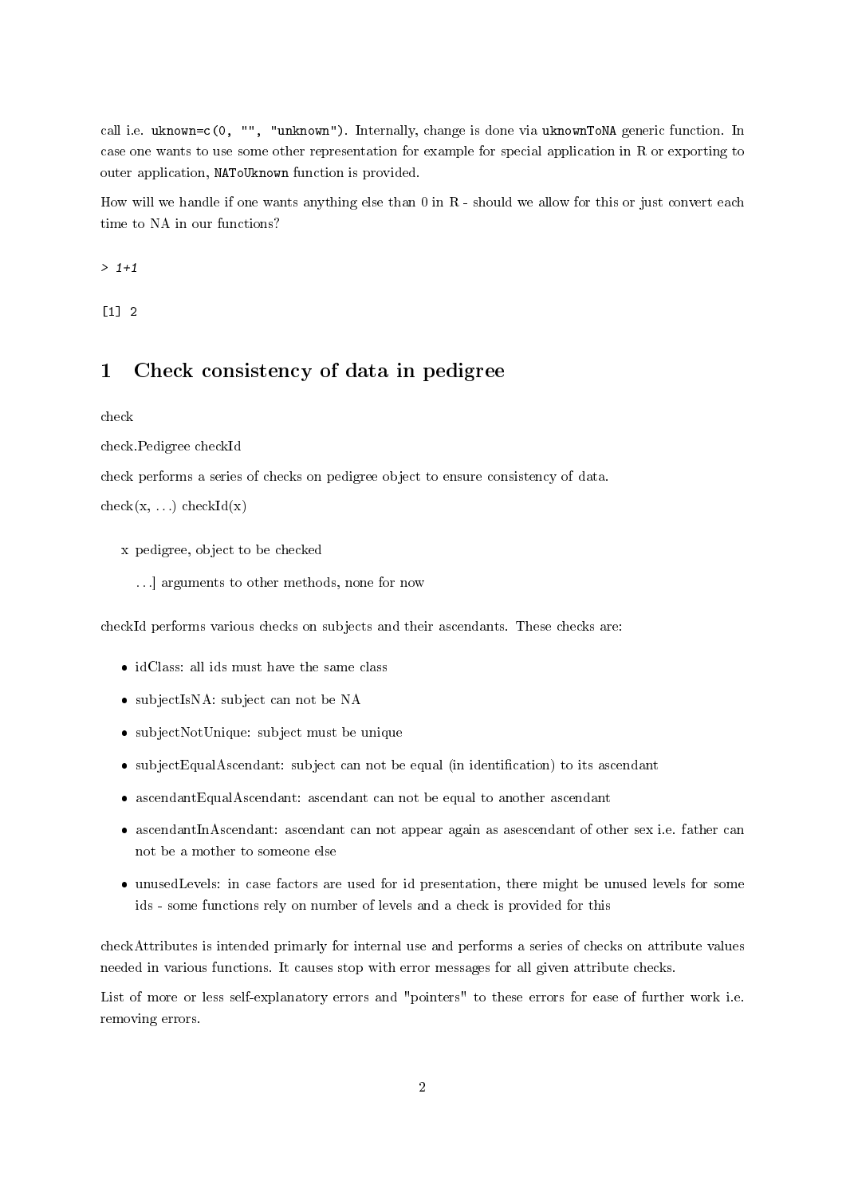call i.e. `uknown=c(0, "", "unknown")`. Internally, change is done via `uknownToNA` generic function. In case one wants to use some other representation for example for special application in R or exporting to outer application, `NAToUknown` function is provided.

How will we handle if one wants anything else than 0 in R - should we allow for this or just convert each time to NA in our functions?

```
> 1+1
```

```
[1] 2
```

# 1 Check consistency of data in pedigree

check

check.Pedigree checkId

check performs a series of checks on pedigree object to ensure consistency of data.

check(x, ...) checkId(x)

x pedigree, object to be checked

...] arguments to other methods, none for now

checkId performs various checks on subjects and their ascendants. These checks are:

- idClass: all ids must have the same class
- subjectIsNA: subject can not be NA
- subjectNotUnique: subject must be unique
- subjectEqualAscendant: subject can not be equal (in identification) to its ascendant
- ascendantEqualAscendant: ascendant can not be equal to another ascendant
- ascendantInAscendant: ascendant can not appear again as asescendant of other sex i.e. father can not be a mother to someone else
- unusedLevels: in case factors are used for id presentation, there might be unused levels for some ids - some functions rely on number of levels and a check is provided for this

checkAttributes is intended primarly for internal use and performs a series of checks on attribute values needed in various functions. It causes stop with error messages for all given attribute checks.

List of more or less self-explanatory errors and "pointers" to these errors for ease of further work i.e. removing errors.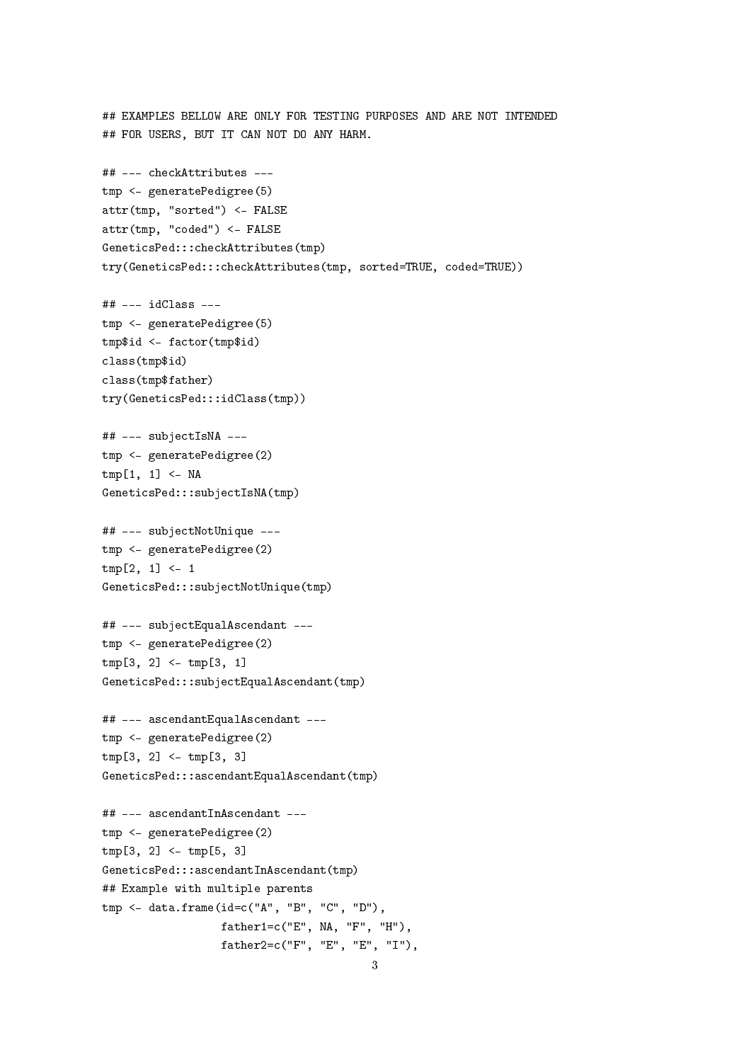```
## EXAMPLES BELLOW ARE ONLY FOR TESTING PURPOSES AND ARE NOT INTENDED
## FOR USERS, BUT IT CAN NOT DO ANY HARM.

## --- checkAttributes ---
tmp <- generatePedigree(5)
attr(tmp, "sorted") <- FALSE
attr(tmp, "coded") <- FALSE
GeneticsPed:::checkAttributes(tmp)
try(GeneticsPed:::checkAttributes(tmp, sorted=TRUE, coded=TRUE))

## --- idClass ---
tmp <- generatePedigree(5)
tmp$id <- factor(tmp$id)
class(tmp$id)
class(tmp$father)
try(GeneticsPed:::idClass(tmp))

## --- subjectIsNA ---
tmp <- generatePedigree(2)
tmp[1, 1] <- NA
GeneticsPed:::subjectIsNA(tmp)

## --- subjectNotUnique ---
tmp <- generatePedigree(2)
tmp[2, 1] <- 1
GeneticsPed:::subjectNotUnique(tmp)

## --- subjectEqualAscendant ---
tmp <- generatePedigree(2)
tmp[3, 2] <- tmp[3, 1]
GeneticsPed:::subjectEqualAscendant(tmp)

## --- ascendantEqualAscendant ---
tmp <- generatePedigree(2)
tmp[3, 2] <- tmp[3, 3]
GeneticsPed:::ascendantEqualAscendant(tmp)

## --- ascendantInAscendant ---
tmp <- generatePedigree(2)
tmp[3, 2] <- tmp[5, 3]
GeneticsPed:::ascendantInAscendant(tmp)
## Example with multiple parents
tmp <- data.frame(id=c("A", "B", "C", "D"),
                  father1=c("E", NA, "F", "H"),
                  father2=c("F", "E", "E", "I"),
```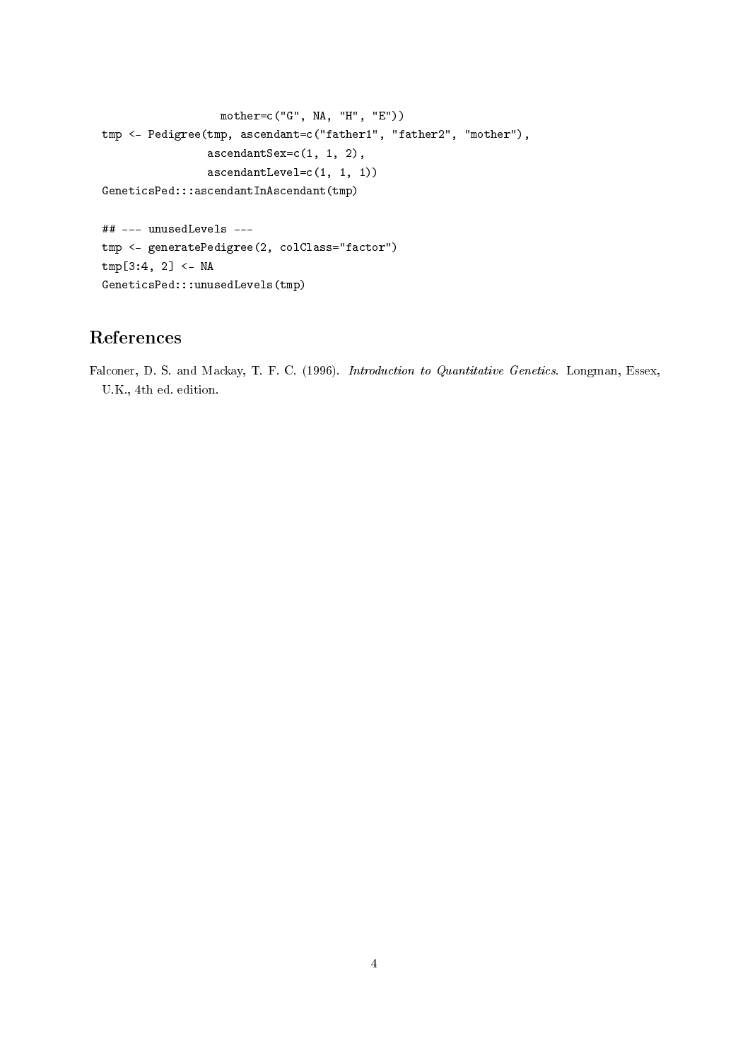```
                  mother=c("G", NA, "H", "E"))
tmp <- Pedigree(tmp, ascendant=c("father1", "father2", "mother"),
                ascendantSex=c(1, 1, 2),
                ascendantLevel=c(1, 1, 1))
GeneticsPed:::ascendantInAscendant(tmp)

## --- unusedLevels ---
tmp <- generatePedigree(2, colClass="factor")
tmp[3:4, 2] <- NA
GeneticsPed:::unusedLevels(tmp)
```

## References

Falconer, D. S. and Mackay, T. F. C. (1996). *Introduction to Quantitative Genetics*. Longman, Essex, U.K., 4th ed. edition.